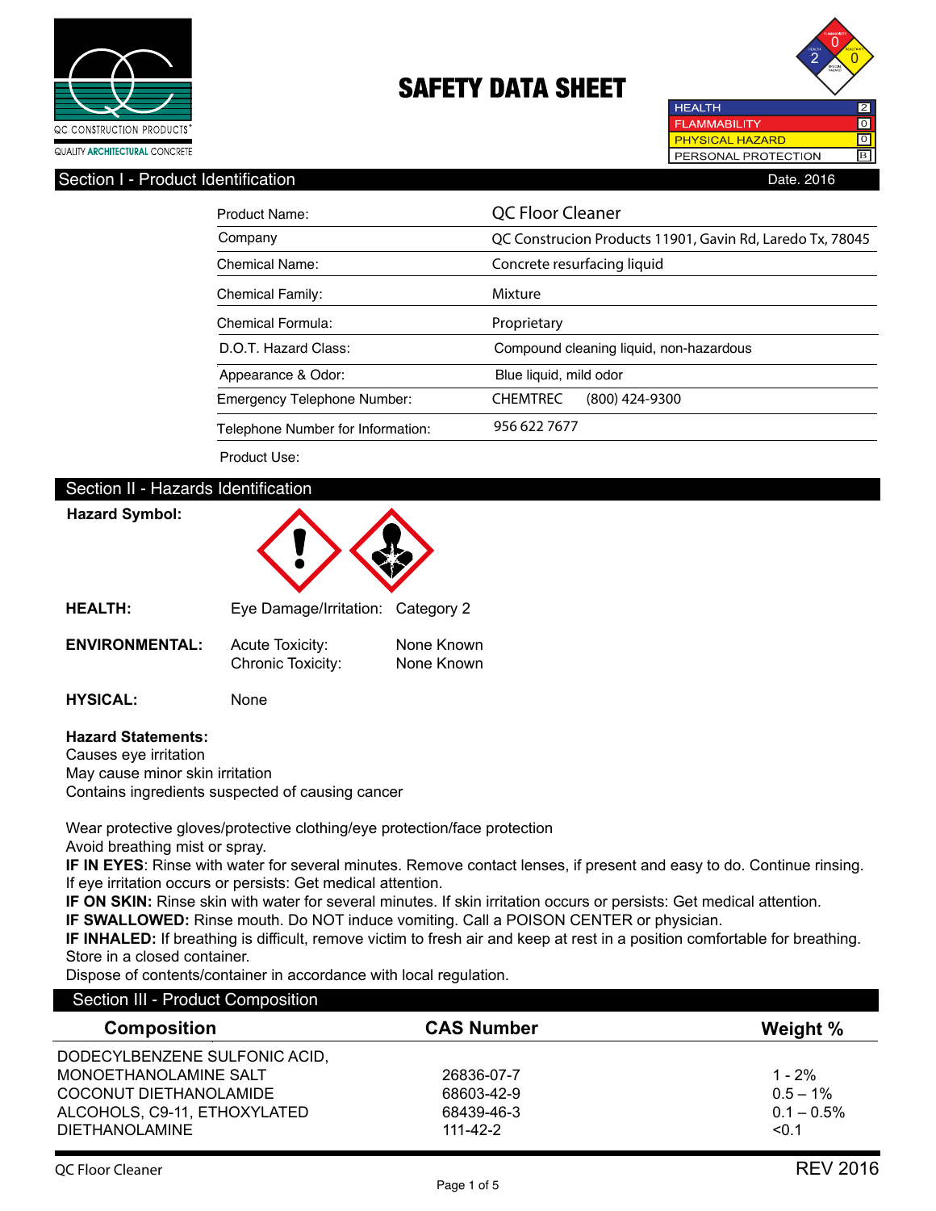QC CONSTRUCTION PRODUCTS®

QUALITY ARCHITECTURAL CONCRETE

# SAFETY DATA SHEET

| | |
|---|---|
| HEALTH | 2 |
| FLAMMABILITY | 0 |
| PHYSICAL HAZARD | 0 |
| PERSONAL PROTECTION | B |

## Section I - Product Identification

Date. 2016

| | |
|---|---|
| Product Name: | QC Floor Cleaner |
| Company | QC Construcion Products 11901, Gavin Rd, Laredo Tx, 78045 |
| Chemical Name: | Concrete resurfacing liquid |
| Chemical Family: | Mixture |
| Chemical Formula: | Proprietary |
| D.O.T. Hazard Class: | Compound cleaning liquid, non-hazardous |
| Appearance & Odor: | Blue liquid, mild odor |
| Emergency Telephone Number: | CHEMTREC (800) 424-9300 |
| Telephone Number for Information: | 956 622 7677 |
| Product Use: | |

## Section II - Hazards Identification

**Hazard Symbol:**

**HEALTH:** Eye Damage/Irritation: Category 2

**ENVIRONMENTAL:** Acute Toxicity: None Known
Chronic Toxicity: None Known

**HYSICAL:** None

**Hazard Statements:**

Causes eye irritation
May cause minor skin irritation
Contains ingredients suspected of causing cancer

Wear protective gloves/protective clothing/eye protection/face protection
Avoid breathing mist or spray.
**IF IN EYES**: Rinse with water for several minutes. Remove contact lenses, if present and easy to do. Continue rinsing. If eye irritation occurs or persists: Get medical attention.
**IF ON SKIN:** Rinse skin with water for several minutes. If skin irritation occurs or persists: Get medical attention.
**IF SWALLOWED:** Rinse mouth. Do NOT induce vomiting. Call a POISON CENTER or physician.
**IF INHALED:** If breathing is difficult, remove victim to fresh air and keep at rest in a position comfortable for breathing.
Store in a closed container.
Dispose of contents/container in accordance with local regulation.

## Section III - Product Composition

| Composition | CAS Number | Weight % |
|---|---|---|
| DODECYLBENZENE SULFONIC ACID, MONOETHANOLAMINE SALT | 26836-07-7 | 1 - 2% |
| COCONUT DIETHANOLAMIDE | 68603-42-9 | 0.5 – 1% |
| ALCOHOLS, C9-11, ETHOXYLATED | 68439-46-3 | 0.1 – 0.5% |
| DIETHANOLAMINE | 111-42-2 | <0.1 |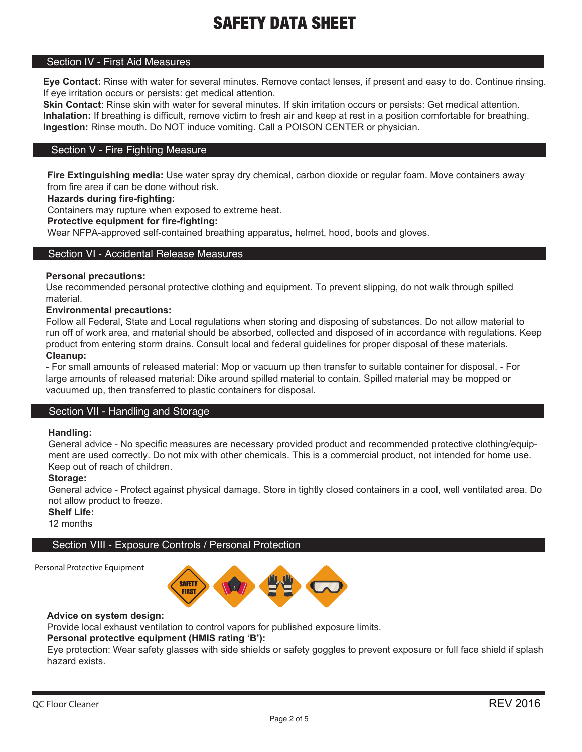## Section IV - First Aid Measures

**Eye Contact:** Rinse with water for several minutes. Remove contact lenses, if present and easy to do. Continue rinsing. If eye irritation occurs or persists: get medical attention.
**Skin Contact**: Rinse skin with water for several minutes. If skin irritation occurs or persists: Get medical attention.
**Inhalation:** If breathing is difficult, remove victim to fresh air and keep at rest in a position comfortable for breathing.
**Ingestion:** Rinse mouth. Do NOT induce vomiting. Call a POISON CENTER or physician.

## Section V - Fire Fighting Measure

**Fire Extinguishing media:** Use water spray dry chemical, carbon dioxide or regular foam. Move containers away from fire area if can be done without risk.
**Hazards during fire-fighting:**
Containers may rupture when exposed to extreme heat.
**Protective equipment for fire-fighting:**
Wear NFPA-approved self-contained breathing apparatus, helmet, hood, boots and gloves.

## Section VI - Accidental Release Measures

**Personal precautions:**
Use recommended personal protective clothing and equipment. To prevent slipping, do not walk through spilled material.
**Environmental precautions:**
Follow all Federal, State and Local regulations when storing and disposing of substances. Do not allow material to run off of work area, and material should be absorbed, collected and disposed of in accordance with regulations. Keep product from entering storm drains. Consult local and federal guidelines for proper disposal of these materials.
**Cleanup:**
- For small amounts of released material: Mop or vacuum up then transfer to suitable container for disposal. - For large amounts of released material: Dike around spilled material to contain. Spilled material may be mopped or vacuumed up, then transferred to plastic containers for disposal.

## Section VII - Handling and Storage

**Handling:**
General advice - No specific measures are necessary provided product and recommended protective clothing/equipment are used correctly. Do not mix with other chemicals. This is a commercial product, not intended for home use. Keep out of reach of children.
**Storage:**
General advice - Protect against physical damage. Store in tightly closed containers in a cool, well ventilated area. Do not allow product to freeze.
**Shelf Life:**
12 months

## Section VIII - Exposure Controls / Personal Protection

Personal Protective Equipment

**Advice on system design:**
Provide local exhaust ventilation to control vapors for published exposure limits.
**Personal protective equipment (HMIS rating 'B'):**
Eye protection: Wear safety glasses with side shields or safety goggles to prevent exposure or full face shield if splash hazard exists.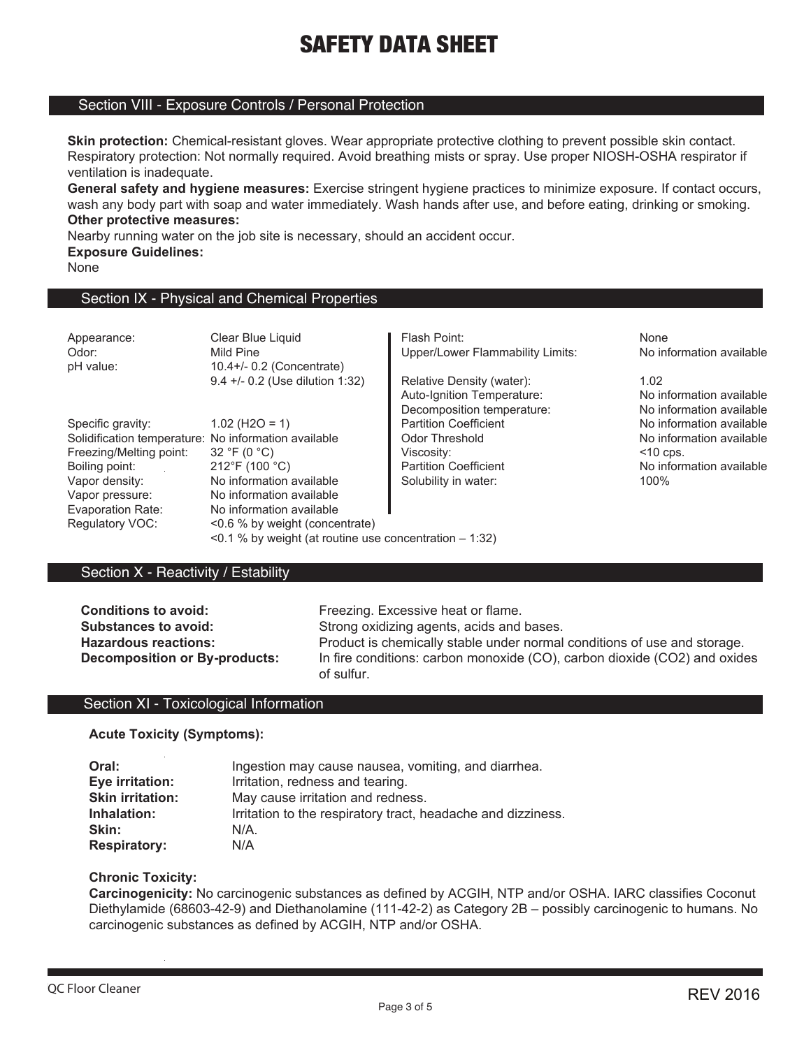# SAFETY DATA SHEET

## Section VIII - Exposure Controls / Personal Protection

**Skin protection:** Chemical-resistant gloves. Wear appropriate protective clothing to prevent possible skin contact. Respiratory protection: Not normally required. Avoid breathing mists or spray. Use proper NIOSH-OSHA respirator if ventilation is inadequate.

**General safety and hygiene measures:** Exercise stringent hygiene practices to minimize exposure. If contact occurs, wash any body part with soap and water immediately. Wash hands after use, and before eating, drinking or smoking.

**Other protective measures:**

Nearby running water on the job site is necessary, should an accident occur.

**Exposure Guidelines:**

None

## Section IX - Physical and Chemical Properties

| Property | Value |
|---|---|
| Appearance: | Clear Blue Liquid |
| Odor: | Mild Pine |
| pH value: | 10.4+/- 0.2 (Concentrate)<br>9.4 +/- 0.2 (Use dilution 1:32) |
| Specific gravity: | 1.02 ($H_2O$ = 1) |
| Solidification temperature: | No information available |
| Freezing/Melting point: | 32 °F (0 °C) |
| Boiling point: | 212°F (100 °C) |
| Vapor density: | No information available |
| Vapor pressure: | No information available |
| Evaporation Rate: | No information available |
| Regulatory VOC: | <0.6 % by weight (concentrate)<br><0.1 % by weight (at routine use concentration – 1:32) |

| Property | Value |
|---|---|
| Flash Point: | None |
| Upper/Lower Flammability Limits: | No information available |
| Relative Density (water): | 1.02 |
| Auto-Ignition Temperature: | No information available |
| Decomposition temperature: | No information available |
| Partition Coefficient | No information available |
| Odor Threshold | No information available |
| Viscosity: | <10 cps. |
| Partition Coefficient | No information available |
| Solubility in water: | 100% |

## Section X - Reactivity / Estability

**Conditions to avoid:** Freezing. Excessive heat or flame.

**Substances to avoid:** Strong oxidizing agents, acids and bases.

**Hazardous reactions:** Product is chemically stable under normal conditions of use and storage.

**Decomposition or By-products:** In fire conditions: carbon monoxide (CO), carbon dioxide ($CO_2$) and oxides of sulfur.

## Section XI - Toxicological Information

**Acute Toxicity (Symptoms):**

**Oral:** Ingestion may cause nausea, vomiting, and diarrhea.

**Eye irritation:** Irritation, redness and tearing.

**Skin irritation:** May cause irritation and redness.

**Inhalation:** Irritation to the respiratory tract, headache and dizziness.

**Skin:** N/A.

**Respiratory:** N/A

**Chronic Toxicity:**

**Carcinogenicity:** No carcinogenic substances as defined by ACGIH, NTP and/or OSHA. IARC classifies Coconut Diethylamide (68603-42-9) and Diethanolamine (111-42-2) as Category 2B – possibly carcinogenic to humans. No carcinogenic substances as defined by ACGIH, NTP and/or OSHA.

QC Floor Cleaner

REV 2016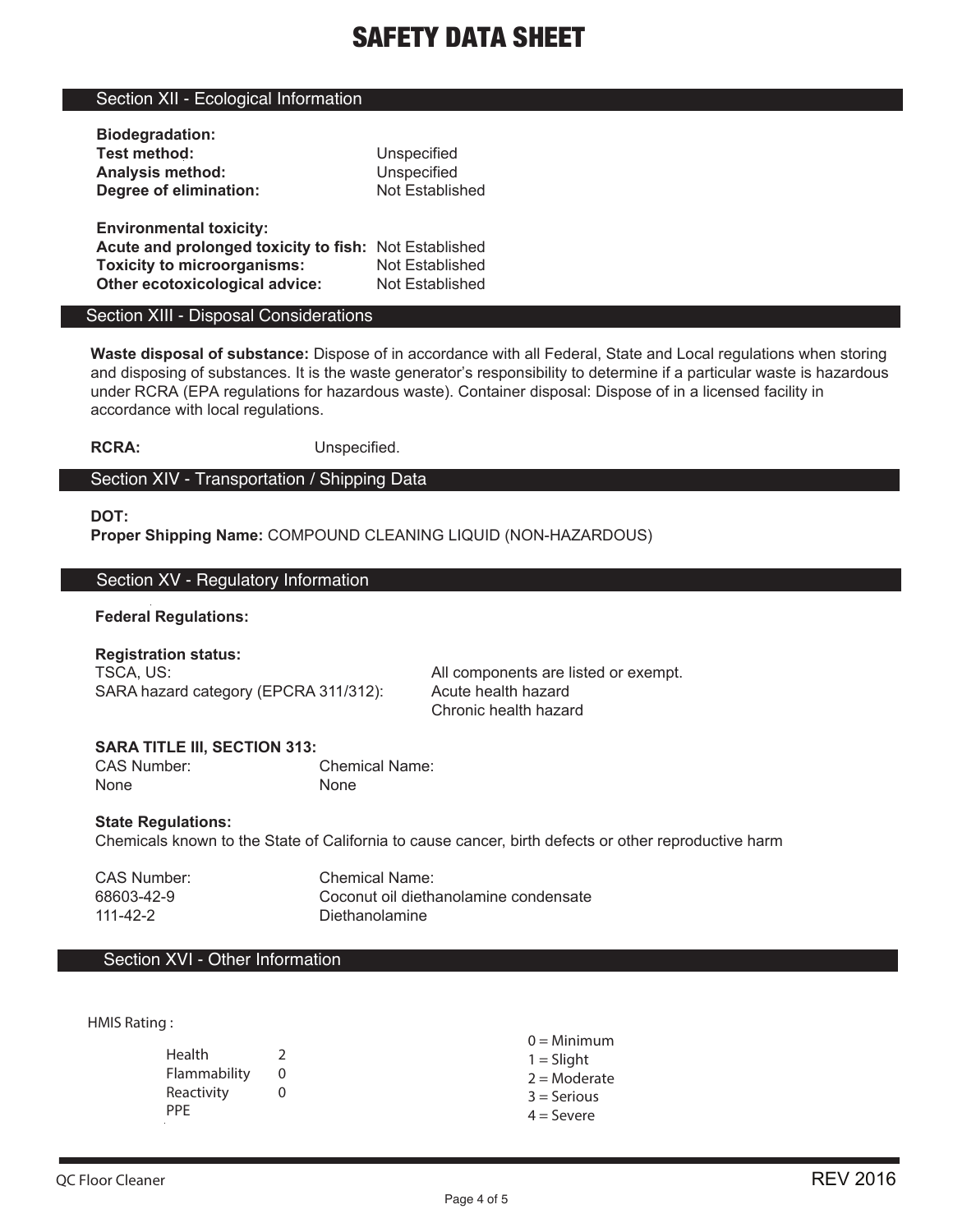# SAFETY DATA SHEET

## Section XII - Ecological Information

**Biodegradation:**

| | |
|---|---|
| **Test method:** | Unspecified |
| **Analysis method:** | Unspecified |
| **Degree of elimination:** | Not Established |

**Environmental toxicity:**

| | |
|---|---|
| **Acute and prolonged toxicity to fish:** | Not Established |
| **Toxicity to microorganisms:** | Not Established |
| **Other ecotoxicological advice:** | Not Established |

## Section XIII - Disposal Considerations

**Waste disposal of substance:** Dispose of in accordance with all Federal, State and Local regulations when storing and disposing of substances. It is the waste generator's responsibility to determine if a particular waste is hazardous under RCRA (EPA regulations for hazardous waste). Container disposal: Dispose of in a licensed facility in accordance with local regulations.

**RCRA:** Unspecified.

## Section XIV - Transportation / Shipping Data

**DOT:**

**Proper Shipping Name:** COMPOUND CLEANING LIQUID (NON-HAZARDOUS)

## Section XV - Regulatory Information

**Federal Regulations:**

**Registration status:**

| | |
|---|---|
| TSCA, US: | All components are listed or exempt. |
| SARA hazard category (EPCRA 311/312): | Acute health hazard<br>Chronic health hazard |

**SARA TITLE III, SECTION 313:**

| CAS Number: | Chemical Name: |
|---|---|
| None | None |

**State Regulations:**

Chemicals known to the State of California to cause cancer, birth defects or other reproductive harm

| CAS Number: | Chemical Name: |
|---|---|
| 68603-42-9 | Coconut oil diethanolamine condensate |
| 111-42-2 | Diethanolamine |

## Section XVI - Other Information

HMIS Rating :

| | |
|---|---|
| Health | 2 |
| Flammability | 0 |
| Reactivity | 0 |
| PPE | |

0 = Minimum
1 = Slight
2 = Moderate
3 = Serious
4 = Severe

QC Floor Cleaner REV 2016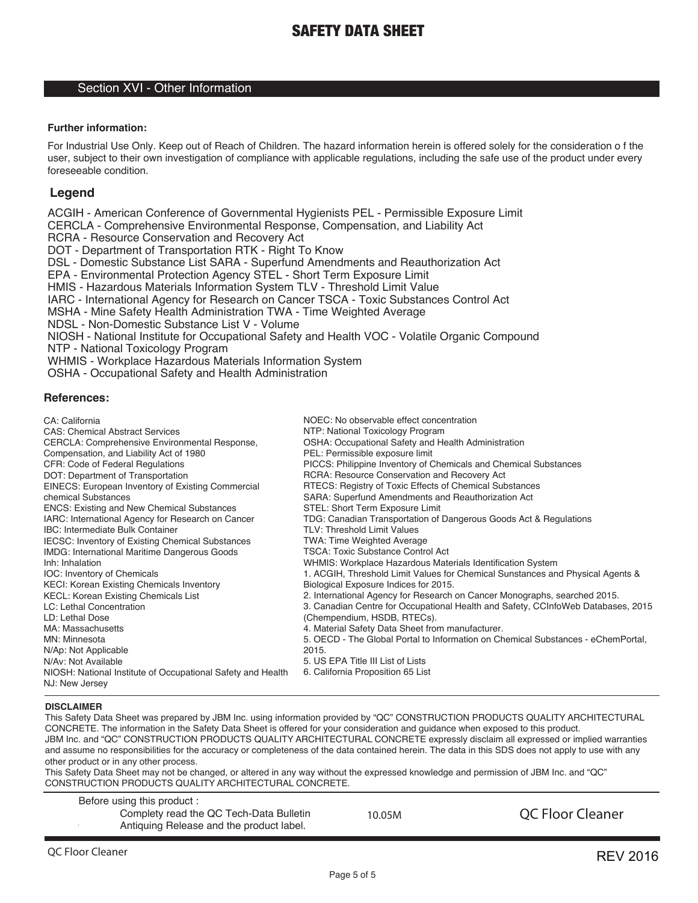## Section XVI - Other Information

**Further information:**

For Industrial Use Only. Keep out of Reach of Children. The hazard information herein is offered solely for the consideration o f the user, subject to their own investigation of compliance with applicable regulations, including the safe use of the product under every foreseeable condition.

### Legend

ACGIH - American Conference of Governmental Hygienists PEL - Permissible Exposure Limit
CERCLA - Comprehensive Environmental Response, Compensation, and Liability Act
RCRA - Resource Conservation and Recovery Act
DOT - Department of Transportation RTK - Right To Know
DSL - Domestic Substance List SARA - Superfund Amendments and Reauthorization Act
EPA - Environmental Protection Agency STEL - Short Term Exposure Limit
HMIS - Hazardous Materials Information System TLV - Threshold Limit Value
IARC - International Agency for Research on Cancer TSCA - Toxic Substances Control Act
MSHA - Mine Safety Health Administration TWA - Time Weighted Average
NDSL - Non-Domestic Substance List V - Volume
NIOSH - National Institute for Occupational Safety and Health VOC - Volatile Organic Compound
NTP - National Toxicology Program
WHMIS - Workplace Hazardous Materials Information System
OSHA - Occupational Safety and Health Administration

**References:**

CA: California
CAS: Chemical Abstract Services
CERCLA: Comprehensive Environmental Response, Compensation, and Liability Act of 1980
CFR: Code of Federal Regulations
DOT: Department of Transportation
EINECS: European Inventory of Existing Commercial chemical Substances
ENCS: Existing and New Chemical Substances
IARC: International Agency for Research on Cancer
IBC: Intermediate Bulk Container
IECSC: Inventory of Existing Chemical Substances
IMDG: International Maritime Dangerous Goods
Inh: Inhalation
IOC: Inventory of Chemicals
KECI: Korean Existing Chemicals Inventory
KECL: Korean Existing Chemicals List
LC: Lethal Concentration
LD: Lethal Dose
MA: Massachusetts
MN: Minnesota
N/Ap: Not Applicable
N/Av: Not Available
NIOSH: National Institute of Occupational Safety and Health
NJ: New Jersey
NOEC: No observable effect concentration
NTP: National Toxicology Program
OSHA: Occupational Safety and Health Administration
PEL: Permissible exposure limit
PICCS: Philippine Inventory of Chemicals and Chemical Substances
RCRA: Resource Conservation and Recovery Act
RTECS: Registry of Toxic Effects of Chemical Substances
SARA: Superfund Amendments and Reauthorization Act
STEL: Short Term Exposure Limit
TDG: Canadian Transportation of Dangerous Goods Act & Regulations
TLV: Threshold Limit Values
TWA: Time Weighted Average
TSCA: Toxic Substance Control Act
WHMIS: Workplace Hazardous Materials Identification System

1. ACGIH, Threshold Limit Values for Chemical Sunstances and Physical Agents & Biological Exposure Indices for 2015.
2. International Agency for Research on Cancer Monographs, searched 2015.
3. Canadian Centre for Occupational Health and Safety, CCInfoWeb Databases, 2015 (Chempendium, HSDB, RTECs).
4. Material Safety Data Sheet from manufacturer.
5. OECD - The Global Portal to Information on Chemical Substances - eChemPortal, 2015.
5. US EPA Title III List of Lists
6. California Proposition 65 List

**DISCLAIMER**

This Safety Data Sheet was prepared by JBM Inc. using information provided by "QC" CONSTRUCTION PRODUCTS QUALITY ARCHITECTURAL CONCRETE. The information in the Safety Data Sheet is offered for your consideration and guidance when exposed to this product.
JBM Inc. and "QC" CONSTRUCTION PRODUCTS QUALITY ARCHITECTURAL CONCRETE expressly disclaim all expressed or implied warranties and assume no responsibilities for the accuracy or completeness of the data contained herein. The data in this SDS does not apply to use with any other product or in any other process.
This Safety Data Sheet may not be changed, or altered in any way without the expressed knowledge and permission of JBM Inc. and "QC" CONSTRUCTION PRODUCTS QUALITY ARCHITECTURAL CONCRETE.

Before using this product :
Complety read the QC Tech-Data Bulletin Antiquing Release and the product label.

10.05M

QC Floor Cleaner